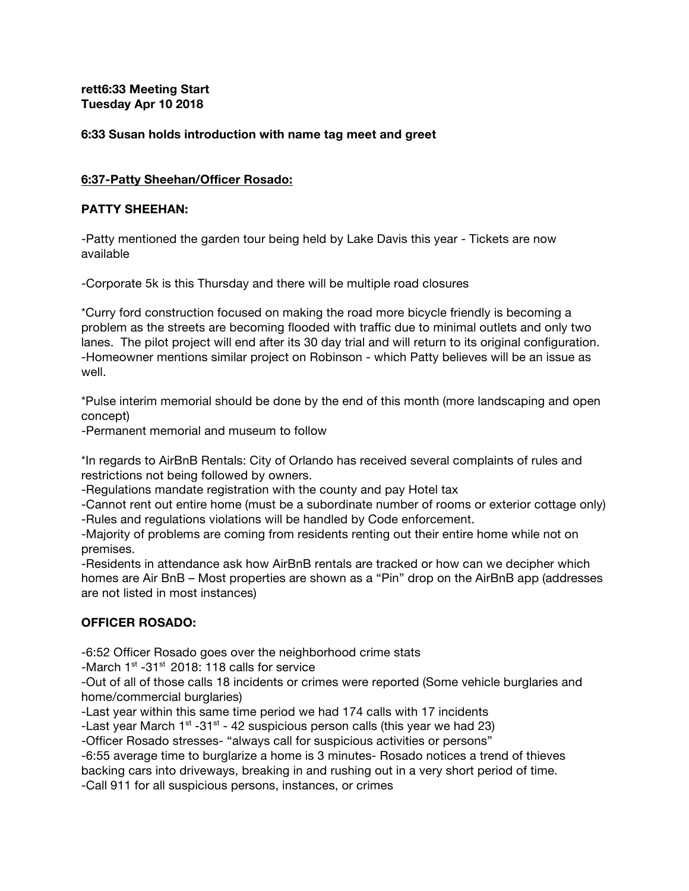**rett6:33 Meeting Start**
**Tuesday Apr 10 2018**

**6:33 Susan holds introduction with name tag meet and greet**

**6:37-Patty Sheehan/Officer Rosado:**

**PATTY SHEEHAN:**

-Patty mentioned the garden tour being held by Lake Davis this year - Tickets are now available

-Corporate 5k is this Thursday and there will be multiple road closures

*Curry ford construction focused on making the road more bicycle friendly is becoming a problem as the streets are becoming flooded with traffic due to minimal outlets and only two lanes. The pilot project will end after its 30 day trial and will return to its original configuration.
-Homeowner mentions similar project on Robinson - which Patty believes will be an issue as well.

*Pulse interim memorial should be done by the end of this month (more landscaping and open concept)
-Permanent memorial and museum to follow

*In regards to AirBnB Rentals: City of Orlando has received several complaints of rules and restrictions not being followed by owners.
-Regulations mandate registration with the county and pay Hotel tax
-Cannot rent out entire home (must be a subordinate number of rooms or exterior cottage only)
-Rules and regulations violations will be handled by Code enforcement.
-Majority of problems are coming from residents renting out their entire home while not on premises.
-Residents in attendance ask how AirBnB rentals are tracked or how can we decipher which homes are Air BnB – Most properties are shown as a "Pin" drop on the AirBnB app (addresses are not listed in most instances)

**OFFICER ROSADO:**

-6:52 Officer Rosado goes over the neighborhood crime stats
-March 1st -31st 2018: 118 calls for service
-Out of all of those calls 18 incidents or crimes were reported (Some vehicle burglaries and home/commercial burglaries)
-Last year within this same time period we had 174 calls with 17 incidents
-Last year March 1st -31st - 42 suspicious person calls (this year we had 23)
-Officer Rosado stresses- "always call for suspicious activities or persons"
-6:55 average time to burglarize a home is 3 minutes- Rosado notices a trend of thieves backing cars into driveways, breaking in and rushing out in a very short period of time.
-Call 911 for all suspicious persons, instances, or crimes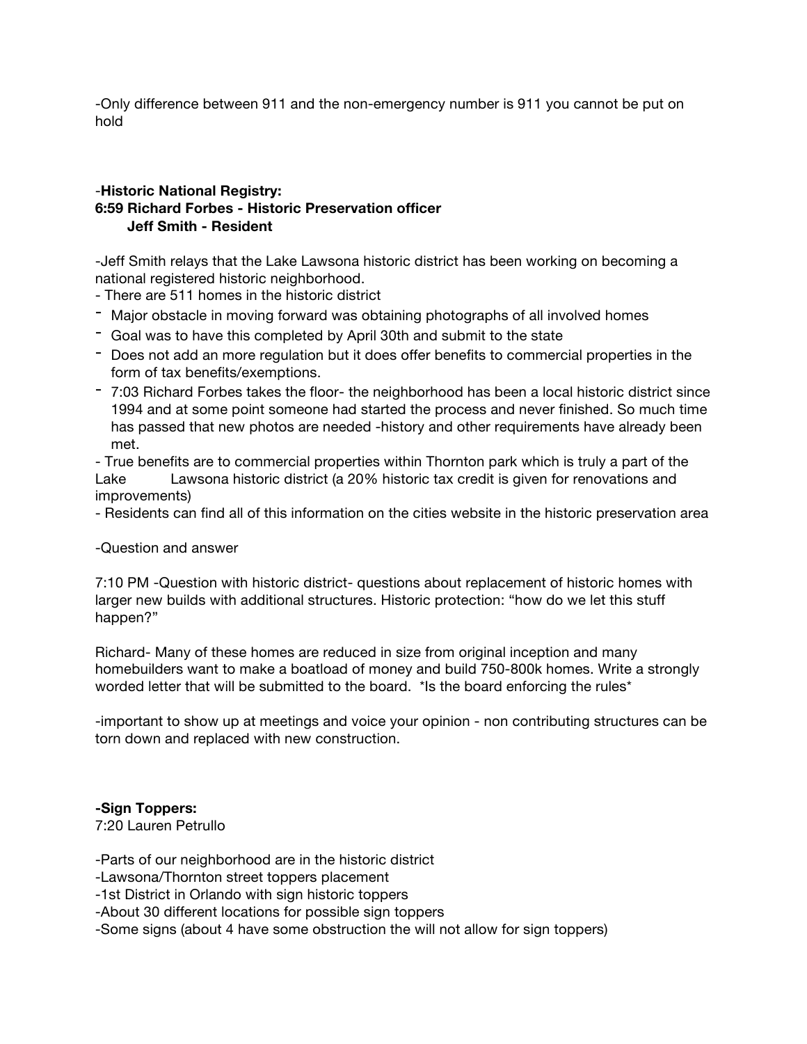-Only difference between 911 and the non-emergency number is 911 you cannot be put on hold

-**Historic National Registry:**
**6:59 Richard Forbes - Historic Preservation officer**
**Jeff Smith - Resident**

-Jeff Smith relays that the Lake Lawsona historic district has been working on becoming a national registered historic neighborhood.
- There are 511 homes in the historic district
- Major obstacle in moving forward was obtaining photographs of all involved homes
- Goal was to have this completed by April 30th and submit to the state
- Does not add an more regulation but it does offer benefits to commercial properties in the form of tax benefits/exemptions.
- 7:03 Richard Forbes takes the floor- the neighborhood has been a local historic district since 1994 and at some point someone had started the process and never finished. So much time has passed that new photos are needed -history and other requirements have already been met.

- True benefits are to commercial properties within Thornton park which is truly a part of the Lake Lawsona historic district (a 20% historic tax credit is given for renovations and improvements)
- Residents can find all of this information on the cities website in the historic preservation area

-Question and answer

7:10 PM -Question with historic district- questions about replacement of historic homes with larger new builds with additional structures. Historic protection: "how do we let this stuff happen?"

Richard- Many of these homes are reduced in size from original inception and many homebuilders want to make a boatload of money and build 750-800k homes. Write a strongly worded letter that will be submitted to the board. *Is the board enforcing the rules*

-important to show up at meetings and voice your opinion - non contributing structures can be torn down and replaced with new construction.

**-Sign Toppers:**
7:20 Lauren Petrullo

-Parts of our neighborhood are in the historic district
-Lawsona/Thornton street toppers placement
-1st District in Orlando with sign historic toppers
-About 30 different locations for possible sign toppers
-Some signs (about 4 have some obstruction the will not allow for sign toppers)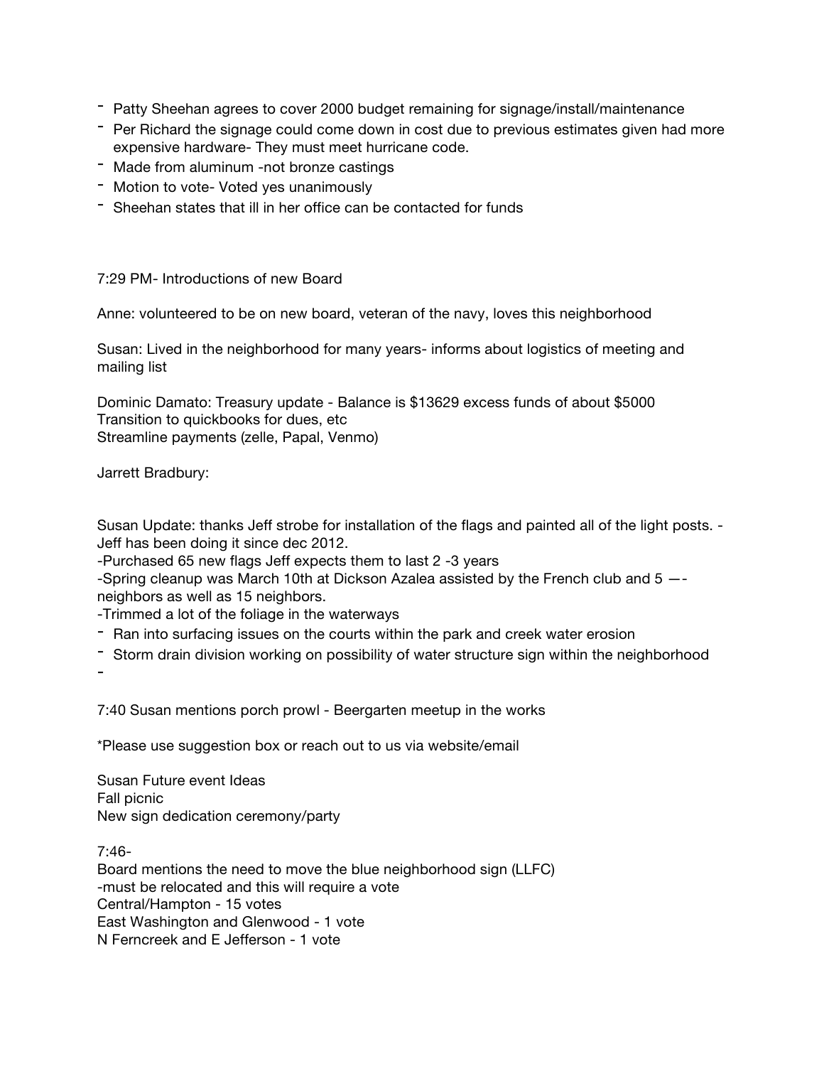- Patty Sheehan agrees to cover 2000 budget remaining for signage/install/maintenance
- Per Richard the signage could come down in cost due to previous estimates given had more expensive hardware- They must meet hurricane code.
- Made from aluminum -not bronze castings
- Motion to vote- Voted yes unanimously
- Sheehan states that ill in her office can be contacted for funds

7:29 PM- Introductions of new Board

Anne: volunteered to be on new board, veteran of the navy, loves this neighborhood

Susan: Lived in the neighborhood for many years- informs about logistics of meeting and mailing list

Dominic Damato: Treasury update - Balance is $13629 excess funds of about $5000
Transition to quickbooks for dues, etc
Streamline payments (zelle, Papal, Venmo)

Jarrett Bradbury:

Susan Update: thanks Jeff strobe for installation of the flags and painted all of the light posts. -Jeff has been doing it since dec 2012.
-Purchased 65 new flags Jeff expects them to last 2 -3 years
-Spring cleanup was March 10th at Dickson Azalea assisted by the French club and 5 —-neighbors as well as 15 neighbors.
-Trimmed a lot of the foliage in the waterways
- Ran into surfacing issues on the courts within the park and creek water erosion
- Storm drain division working on possibility of water structure sign within the neighborhood
-

7:40 Susan mentions porch prowl - Beergarten meetup in the works

*Please use suggestion box or reach out to us via website/email

Susan Future event Ideas
Fall picnic
New sign dedication ceremony/party

7:46-
Board mentions the need to move the blue neighborhood sign (LLFC)
-must be relocated and this will require a vote
Central/Hampton - 15 votes
East Washington and Glenwood - 1 vote
N Ferncreek and E Jefferson - 1 vote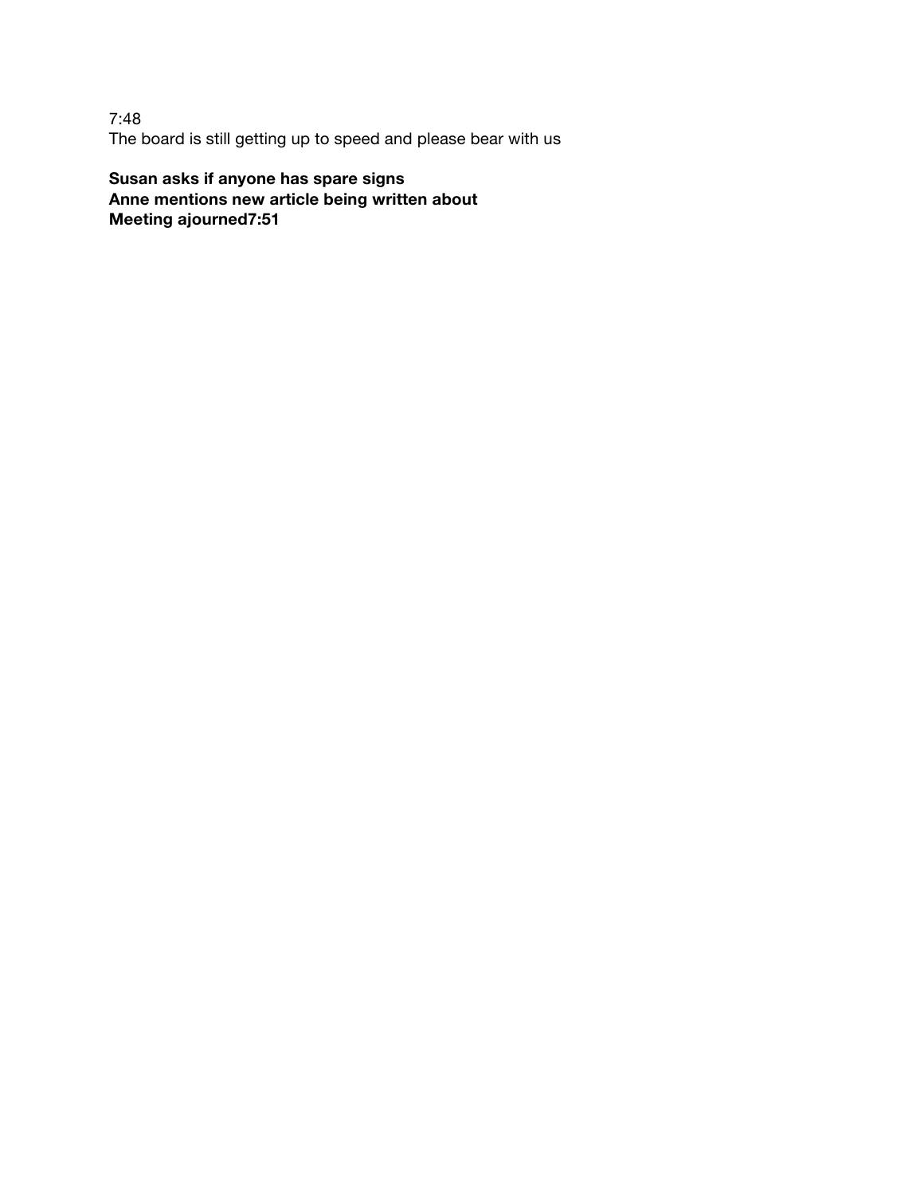7:48
The board is still getting up to speed and please bear with us

**Susan asks if anyone has spare signs**
**Anne mentions new article being written about**
**Meeting ajourned7:51**